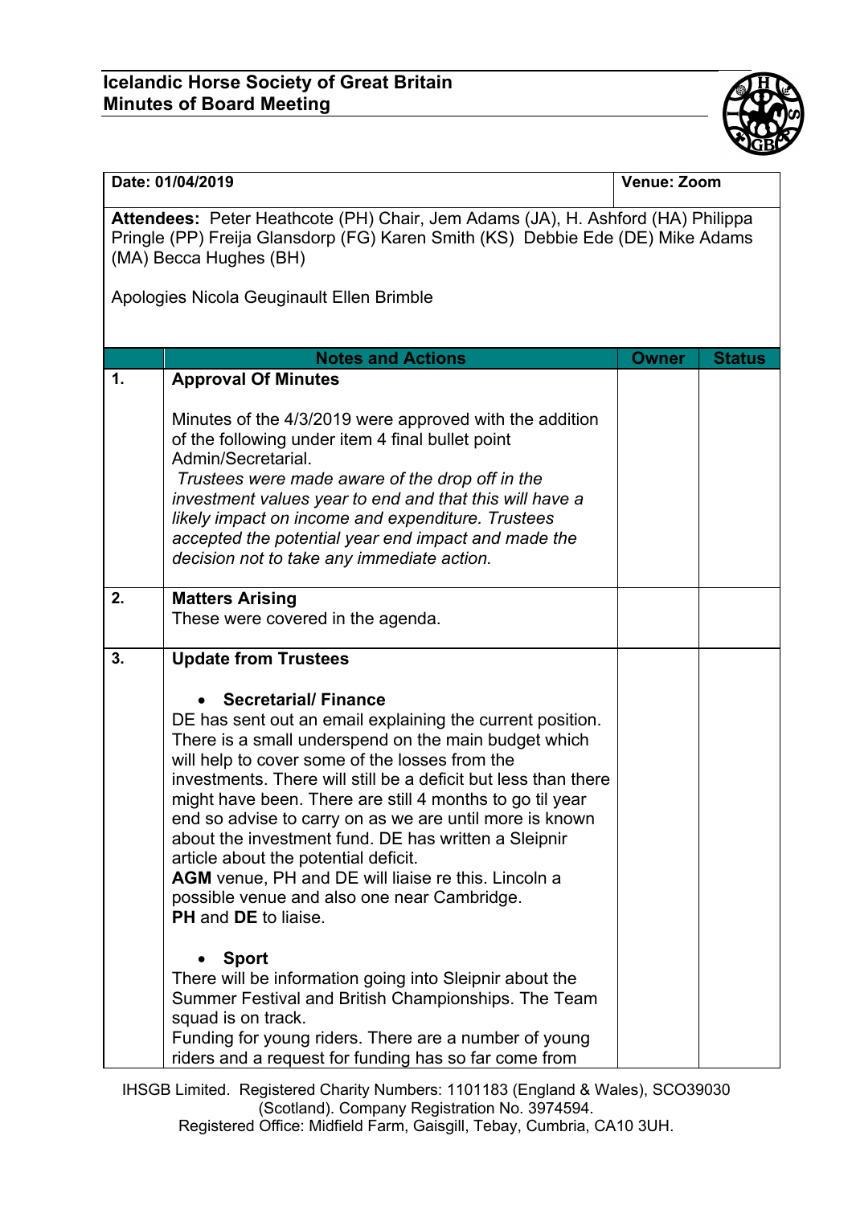# Icelandic Horse Society of Great Britain
## Minutes of Board Meeting

| Date: 01/04/2019 | Venue: Zoom |
|---|---|
| **Attendees:** Peter Heathcote (PH) Chair, Jem Adams (JA), H. Ashford (HA) Philippa Pringle (PP) Freija Glansdorp (FG) Karen Smith (KS) Debbie Ede (DE) Mike Adams (MA) Becca Hughes (BH)<br><br>Apologies Nicola Geuginault Ellen Brimble | |

| | Notes and Actions | Owner | Status |
|---|---|---|---|
| **1.** | **Approval Of Minutes**<br><br>Minutes of the 4/3/2019 were approved with the addition of the following under item 4 final bullet point Admin/Secretarial.<br>*Trustees were made aware of the drop off in the investment values year to end and that this will have a likely impact on income and expenditure. Trustees accepted the potential year end impact and made the decision not to take any immediate action.* | | |
| **2.** | **Matters Arising**<br>These were covered in the agenda. | | |
| **3.** | **Update from Trustees**<br><br>• **Secretarial/ Finance**<br>DE has sent out an email explaining the current position. There is a small underspend on the main budget which will help to cover some of the losses from the investments. There will still be a deficit but less than there might have been. There are still 4 months to go til year end so advise to carry on as we are until more is known about the investment fund. DE has written a Sleipnir article about the potential deficit.<br>**AGM** venue, PH and DE will liaise re this. Lincoln a possible venue and also one near Cambridge.<br>**PH** and **DE** to liaise.<br><br>• **Sport**<br>There will be information going into Sleipnir about the Summer Festival and British Championships. The Team squad is on track.<br>Funding for young riders. There are a number of young riders and a request for funding has so far come from | | |

IHSGB Limited. Registered Charity Numbers: 1101183 (England & Wales), SCO39030 (Scotland). Company Registration No. 3974594.
Registered Office: Midfield Farm, Gaisgill, Tebay, Cumbria, CA10 3UH.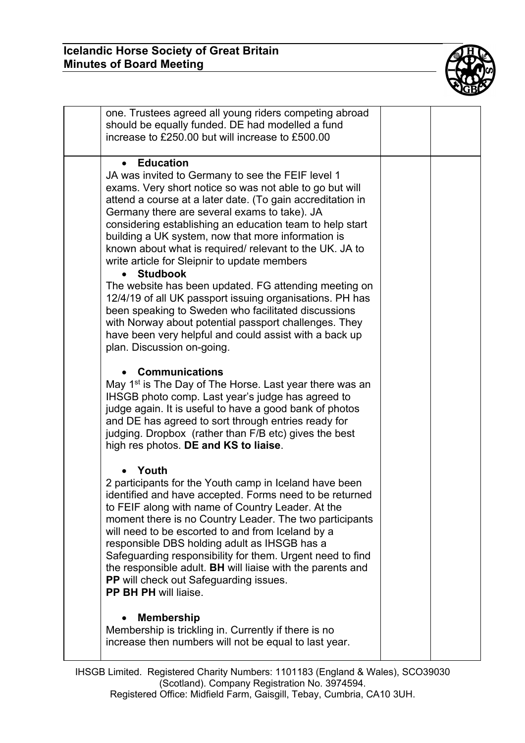| | | | |
|---|---|---|---|
| | one. Trustees agreed all young riders competing abroad should be equally funded. DE had modelled a fund increase to £250.00 but will increase to £500.00 | | |
| | • **Education**<br>JA was invited to Germany to see the FEIF level 1 exams. Very short notice so was not able to go but will attend a course at a later date. (To gain accreditation in Germany there are several exams to take). JA considering establishing an education team to help start building a UK system, now that more information is known about what is required/ relevant to the UK. JA to write article for Sleipnir to update members<br>• **Studbook**<br>The website has been updated. FG attending meeting on 12/4/19 of all UK passport issuing organisations. PH has been speaking to Sweden who facilitated discussions with Norway about potential passport challenges. They have been very helpful and could assist with a back up plan. Discussion on-going.<br><br>• **Communications**<br>May 1st is The Day of The Horse. Last year there was an IHSGB photo comp. Last year's judge has agreed to judge again. It is useful to have a good bank of photos and DE has agreed to sort through entries ready for judging. Dropbox (rather than F/B etc) gives the best high res photos. **DE and KS to liaise**.<br><br>• **Youth**<br>2 participants for the Youth camp in Iceland have been identified and have accepted. Forms need to be returned to FEIF along with name of Country Leader. At the moment there is no Country Leader. The two participants will need to be escorted to and from Iceland by a responsible DBS holding adult as IHSGB has a Safeguarding responsibility for them. Urgent need to find the responsible adult. **BH** will liaise with the parents and **PP** will check out Safeguarding issues.<br>**PP BH PH** will liaise.<br><br>• **Membership**<br>Membership is trickling in. Currently if there is no increase then numbers will not be equal to last year. | | |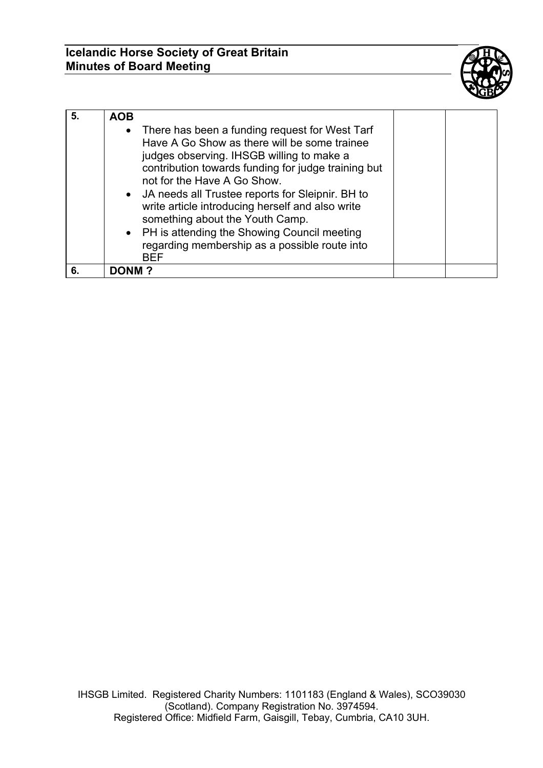| | | | |
|---|---|---|---|
| **5.** | **AOB**<br>• There has been a funding request for West Tarf Have A Go Show as there will be some trainee judges observing. IHSGB willing to make a contribution towards funding for judge training but not for the Have A Go Show.<br>• JA needs all Trustee reports for Sleipnir. BH to write article introducing herself and also write something about the Youth Camp.<br>• PH is attending the Showing Council meeting regarding membership as a possible route into BEF | | |
| **6.** | **DONM ?** | | |

IHSGB Limited. Registered Charity Numbers: 1101183 (England & Wales), SCO39030 (Scotland). Company Registration No. 3974594.
Registered Office: Midfield Farm, Gaisgill, Tebay, Cumbria, CA10 3UH.